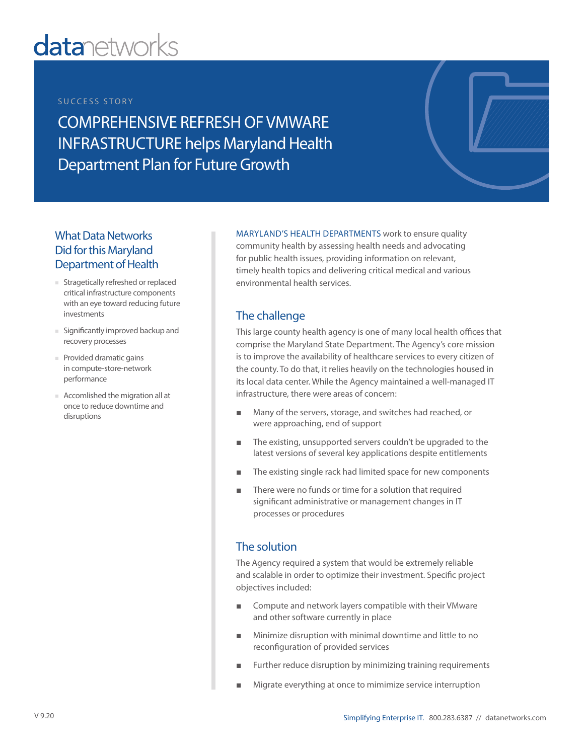datanetworks

SUCCESS STORY

# COMPREHENSIVE REFRESH OF VMWARE INFRASTRUCTURE helps Maryland Health Department Plan for Future Growth

## What Data Networks Did for this Maryland Department of Health

- Stragetically refreshed or replaced critical infrastructure components with an eye toward reducing future investments
- Significantly improved backup and recovery processes
- Provided dramatic gains in compute-store-network performance
- Accomlished the migration all at once to reduce downtime and disruptions

MARYLAND'S HEALTH DEPARTMENTS work to ensure quality community health by assessing health needs and advocating for public health issues, providing information on relevant, timely health topics and delivering critical medical and various environmental health services.

## The challenge

This large county health agency is one of many local health offices that comprise the Maryland State Department. The Agency's core mission is to improve the availability of healthcare services to every citizen of the county. To do that, it relies heavily on the technologies housed in its local data center. While the Agency maintained a well-managed IT infrastructure, there were areas of concern:

- Many of the servers, storage, and switches had reached, or were approaching, end of support
- The existing, unsupported servers couldn't be upgraded to the latest versions of several key applications despite entitlements
- The existing single rack had limited space for new components
- There were no funds or time for a solution that required significant administrative or management changes in IT processes or procedures

## The solution

The Agency required a system that would be extremely reliable and scalable in order to optimize their investment. Specific project objectives included:

- Compute and network layers compatible with their VMware and other software currently in place
- Minimize disruption with minimal downtime and little to no reconfiguration of provided services
- Further reduce disruption by minimizing training requirements
- Migrate everything at once to mimimize service interruption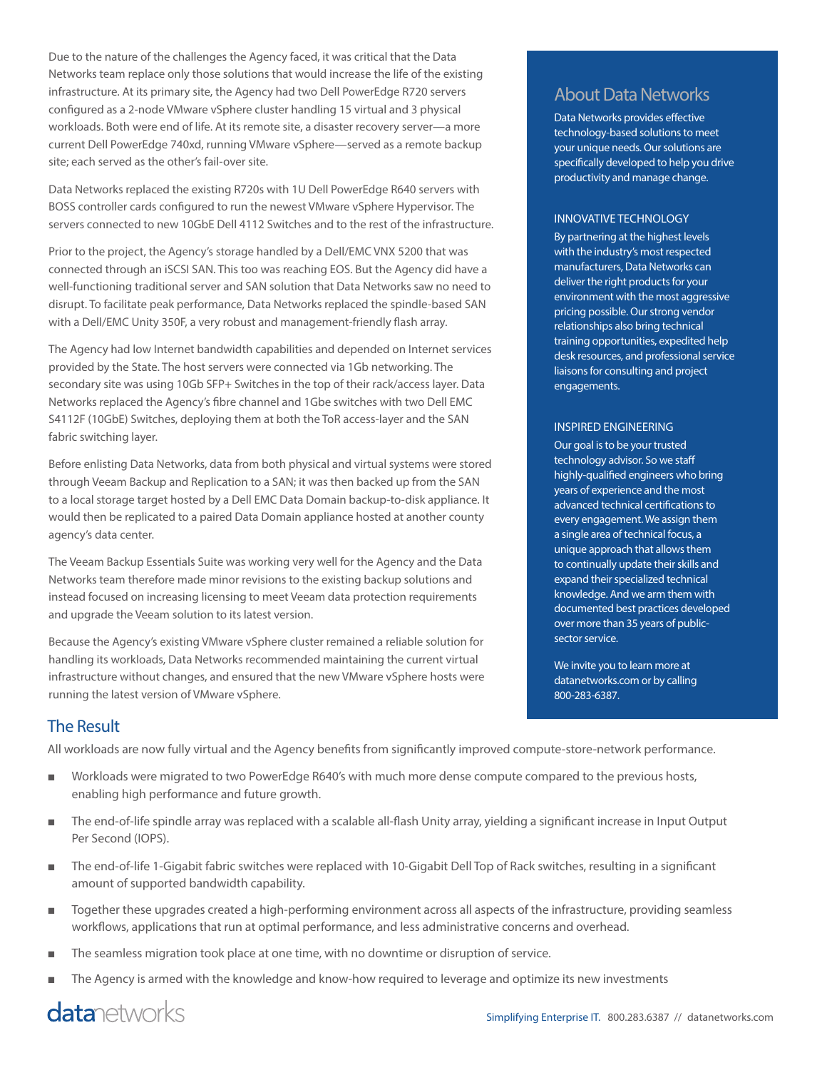Due to the nature of the challenges the Agency faced, it was critical that the Data Networks team replace only those solutions that would increase the life of the existing infrastructure. At its primary site, the Agency had two Dell PowerEdge R720 servers configured as a 2-node VMware vSphere cluster handling 15 virtual and 3 physical workloads. Both were end of life. At its remote site, a disaster recovery server—a more current Dell PowerEdge 740xd, running VMware vSphere—served as a remote backup site; each served as the other's fail-over site.

Data Networks replaced the existing R720s with 1U Dell PowerEdge R640 servers with BOSS controller cards configured to run the newest VMware vSphere Hypervisor. The servers connected to new 10GbE Dell 4112 Switches and to the rest of the infrastructure.

Prior to the project, the Agency's storage handled by a Dell/EMC VNX 5200 that was connected through an iSCSI SAN. This too was reaching EOS. But the Agency did have a well-functioning traditional server and SAN solution that Data Networks saw no need to disrupt. To facilitate peak performance, Data Networks replaced the spindle-based SAN with a Dell/EMC Unity 350F, a very robust and management-friendly flash array.

The Agency had low Internet bandwidth capabilities and depended on Internet services provided by the State. The host servers were connected via 1Gb networking. The secondary site was using 10Gb SFP+ Switches in the top of their rack/access layer. Data Networks replaced the Agency's fibre channel and 1Gbe switches with two Dell EMC S4112F (10GbE) Switches, deploying them at both the ToR access-layer and the SAN fabric switching layer.

Before enlisting Data Networks, data from both physical and virtual systems were stored through Veeam Backup and Replication to a SAN; it was then backed up from the SAN to a local storage target hosted by a Dell EMC Data Domain backup-to-disk appliance. It would then be replicated to a paired Data Domain appliance hosted at another county agency's data center.

The Veeam Backup Essentials Suite was working very well for the Agency and the Data Networks team therefore made minor revisions to the existing backup solutions and instead focused on increasing licensing to meet Veeam data protection requirements and upgrade the Veeam solution to its latest version.

Because the Agency's existing VMware vSphere cluster remained a reliable solution for handling its workloads, Data Networks recommended maintaining the current virtual infrastructure without changes, and ensured that the new VMware vSphere hosts were running the latest version of VMware vSphere.

## About Data Networks

Data Networks provides effective technology-based solutions to meet your unique needs. Our solutions are specifically developed to help you drive productivity and manage change.

### INNOVATIVE TECHNOLOGY

By partnering at the highest levels with the industry's most respected manufacturers, Data Networks can deliver the right products for your environment with the most aggressive pricing possible. Our strong vendor relationships also bring technical training opportunities, expedited help desk resources, and professional service liaisons for consulting and project engagements.

### INSPIRED ENGINEERING

Our goal is to be your trusted technology advisor. So we staff highly-qualified engineers who bring years of experience and the most advanced technical certifications to every engagement. We assign them a single area of technical focus, a unique approach that allows them to continually update their skills and expand their specialized technical knowledge. And we arm them with documented best practices developed over more than 35 years of public-sector service.

We invite you to learn more at datanetworks.com or by calling 800-283-6387.

## The Result

All workloads are now fully virtual and the Agency benefits from significantly improved compute-store-network performance.

- Workloads were migrated to two PowerEdge R640's with much more dense compute compared to the previous hosts, enabling high performance and future growth.
- The end-of-life spindle array was replaced with a scalable all-flash Unity array, yielding a significant increase in Input Output Per Second (IOPS).
- The end-of-life 1-Gigabit fabric switches were replaced with 10-Gigabit Dell Top of Rack switches, resulting in a significant amount of supported bandwidth capability.
- Together these upgrades created a high-performing environment across all aspects of the infrastructure, providing seamless workflows, applications that run at optimal performance, and less administrative concerns and overhead.
- The seamless migration took place at one time, with no downtime or disruption of service.
- The Agency is armed with the knowledge and know-how required to leverage and optimize its new investments